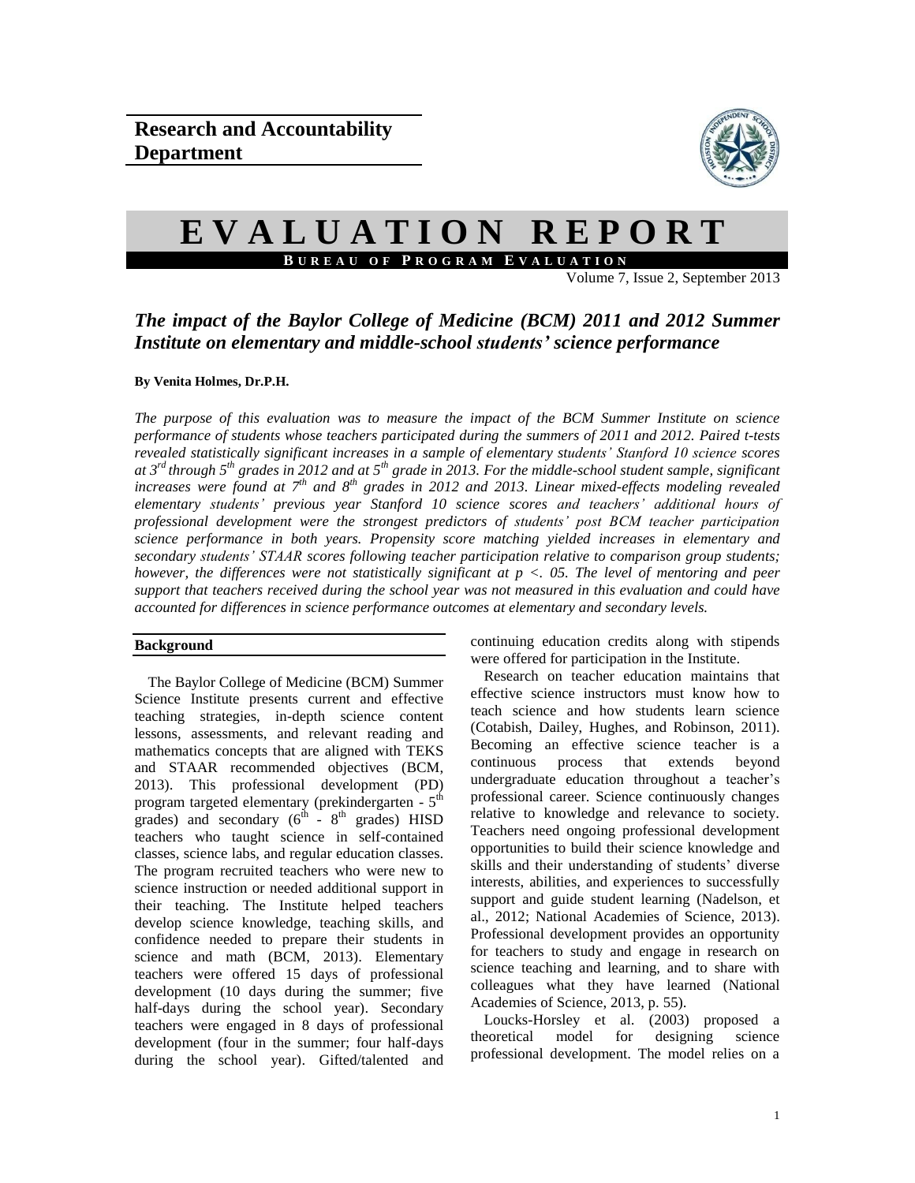**Research and Accountability Department**

# EVALUATION REPORT

**BUREAU OF PROGRAM EVALUATION**

Volume 7, Issue 2, September 2013

## *The impact of the Baylor College of Medicine (BCM) 2011 and 2012 Summer Institute on elementary and middle-school students' science performance*

**By Venita Holmes, Dr.P.H.**

*The purpose of this evaluation was to measure the impact of the BCM Summer Institute on science performance of students whose teachers participated during the summers of 2011 and 2012. Paired t-tests revealed statistically significant increases in a sample of elementary students' Stanford 10 science scores at 3rd through 5th grades in 2012 and at 5th grade in 2013. For the middle-school student sample, significant increases were found at 7th and 8th grades in 2012 and 2013. Linear mixed-effects modeling revealed elementary students' previous year Stanford 10 science scores and teachers' additional hours of professional development were the strongest predictors of students' post BCM teacher participation science performance in both years. Propensity score matching yielded increases in elementary and secondary students' STAAR scores following teacher participation relative to comparison group students; however, the differences were not statistically significant at $p < .05$. The level of mentoring and peer support that teachers received during the school year was not measured in this evaluation and could have accounted for differences in science performance outcomes at elementary and secondary levels.*

### Background

The Baylor College of Medicine (BCM) Summer Science Institute presents current and effective teaching strategies, in-depth science content lessons, assessments, and relevant reading and mathematics concepts that are aligned with TEKS and STAAR recommended objectives (BCM, 2013). This professional development (PD) program targeted elementary (prekindergarten - 5th grades) and secondary (6th - 8th grades) HISD teachers who taught science in self-contained classes, science labs, and regular education classes. The program recruited teachers who were new to science instruction or needed additional support in their teaching. The Institute helped teachers develop science knowledge, teaching skills, and confidence needed to prepare their students in science and math (BCM, 2013). Elementary teachers were offered 15 days of professional development (10 days during the summer; five half-days during the school year). Secondary teachers were engaged in 8 days of professional development (four in the summer; four half-days during the school year). Gifted/talented and continuing education credits along with stipends were offered for participation in the Institute.

Research on teacher education maintains that effective science instructors must know how to teach science and how students learn science (Cotabish, Dailey, Hughes, and Robinson, 2011). Becoming an effective science teacher is a continuous process that extends beyond undergraduate education throughout a teacher's professional career. Science continuously changes relative to knowledge and relevance to society. Teachers need ongoing professional development opportunities to build their science knowledge and skills and their understanding of students' diverse interests, abilities, and experiences to successfully support and guide student learning (Nadelson, et al., 2012; National Academies of Science, 2013). Professional development provides an opportunity for teachers to study and engage in research on science teaching and learning, and to share with colleagues what they have learned (National Academies of Science, 2013, p. 55).

Loucks-Horsley et al. (2003) proposed a theoretical model for designing science professional development. The model relies on a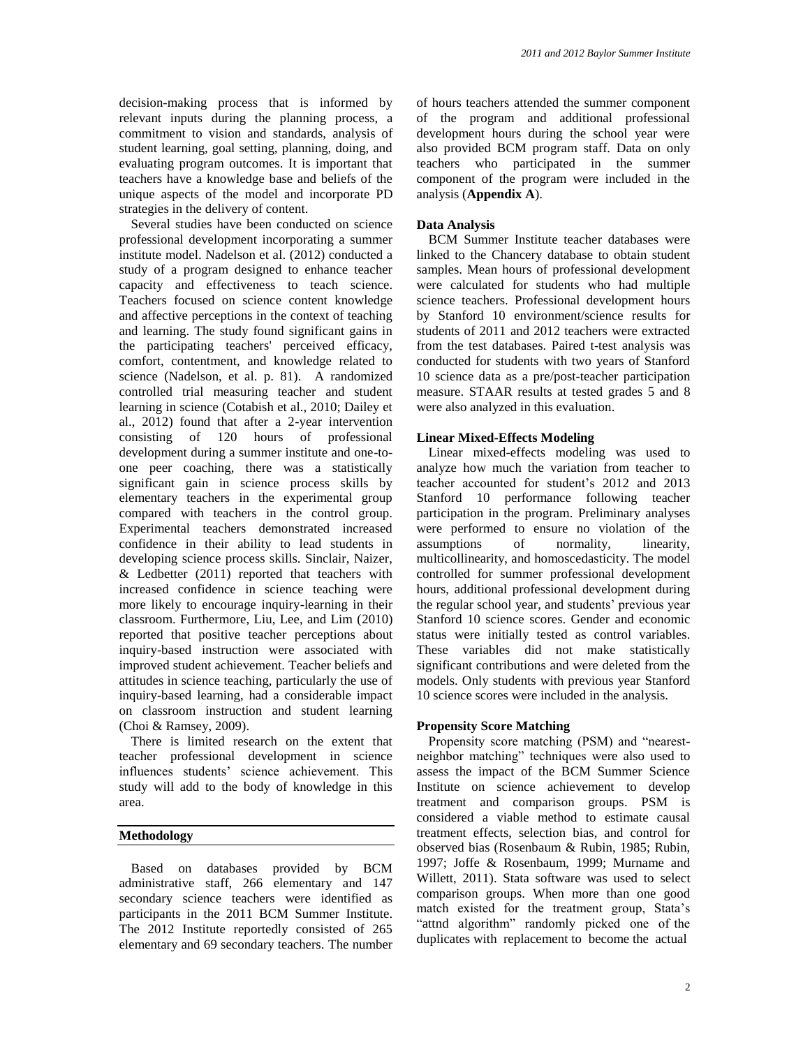decision-making process that is informed by relevant inputs during the planning process, a commitment to vision and standards, analysis of student learning, goal setting, planning, doing, and evaluating program outcomes. It is important that teachers have a knowledge base and beliefs of the unique aspects of the model and incorporate PD strategies in the delivery of content.

Several studies have been conducted on science professional development incorporating a summer institute model. Nadelson et al. (2012) conducted a study of a program designed to enhance teacher capacity and effectiveness to teach science. Teachers focused on science content knowledge and affective perceptions in the context of teaching and learning. The study found significant gains in the participating teachers' perceived efficacy, comfort, contentment, and knowledge related to science (Nadelson, et al. p. 81). A randomized controlled trial measuring teacher and student learning in science (Cotabish et al., 2010; Dailey et al., 2012) found that after a 2-year intervention consisting of 120 hours of professional development during a summer institute and one-to-one peer coaching, there was a statistically significant gain in science process skills by elementary teachers in the experimental group compared with teachers in the control group. Experimental teachers demonstrated increased confidence in their ability to lead students in developing science process skills. Sinclair, Naizer, & Ledbetter (2011) reported that teachers with increased confidence in science teaching were more likely to encourage inquiry-learning in their classroom. Furthermore, Liu, Lee, and Lim (2010) reported that positive teacher perceptions about inquiry-based instruction were associated with improved student achievement. Teacher beliefs and attitudes in science teaching, particularly the use of inquiry-based learning, had a considerable impact on classroom instruction and student learning (Choi & Ramsey, 2009).

There is limited research on the extent that teacher professional development in science influences students' science achievement. This study will add to the body of knowledge in this area.

## Methodology

Based on databases provided by BCM administrative staff, 266 elementary and 147 secondary science teachers were identified as participants in the 2011 BCM Summer Institute. The 2012 Institute reportedly consisted of 265 elementary and 69 secondary teachers. The number of hours teachers attended the summer component of the program and additional professional development hours during the school year were also provided BCM program staff. Data on only teachers who participated in the summer component of the program were included in the analysis (**Appendix A**).

### Data Analysis

BCM Summer Institute teacher databases were linked to the Chancery database to obtain student samples. Mean hours of professional development were calculated for students who had multiple science teachers. Professional development hours by Stanford 10 environment/science results for students of 2011 and 2012 teachers were extracted from the test databases. Paired t-test analysis was conducted for students with two years of Stanford 10 science data as a pre/post-teacher participation measure. STAAR results at tested grades 5 and 8 were also analyzed in this evaluation.

### Linear Mixed-Effects Modeling

Linear mixed-effects modeling was used to analyze how much the variation from teacher to teacher accounted for student's 2012 and 2013 Stanford 10 performance following teacher participation in the program. Preliminary analyses were performed to ensure no violation of the assumptions of normality, linearity, multicollinearity, and homoscedasticity. The model controlled for summer professional development hours, additional professional development during the regular school year, and students' previous year Stanford 10 science scores. Gender and economic status were initially tested as control variables. These variables did not make statistically significant contributions and were deleted from the models. Only students with previous year Stanford 10 science scores were included in the analysis.

### Propensity Score Matching

Propensity score matching (PSM) and "nearest-neighbor matching" techniques were also used to assess the impact of the BCM Summer Science Institute on science achievement to develop treatment and comparison groups. PSM is considered a viable method to estimate causal treatment effects, selection bias, and control for observed bias (Rosenbaum & Rubin, 1985; Rubin, 1997; Joffe & Rosenbaum, 1999; Murname and Willett, 2011). Stata software was used to select comparison groups. When more than one good match existed for the treatment group, Stata's "attnd algorithm" randomly picked one of the duplicates with replacement to become the actual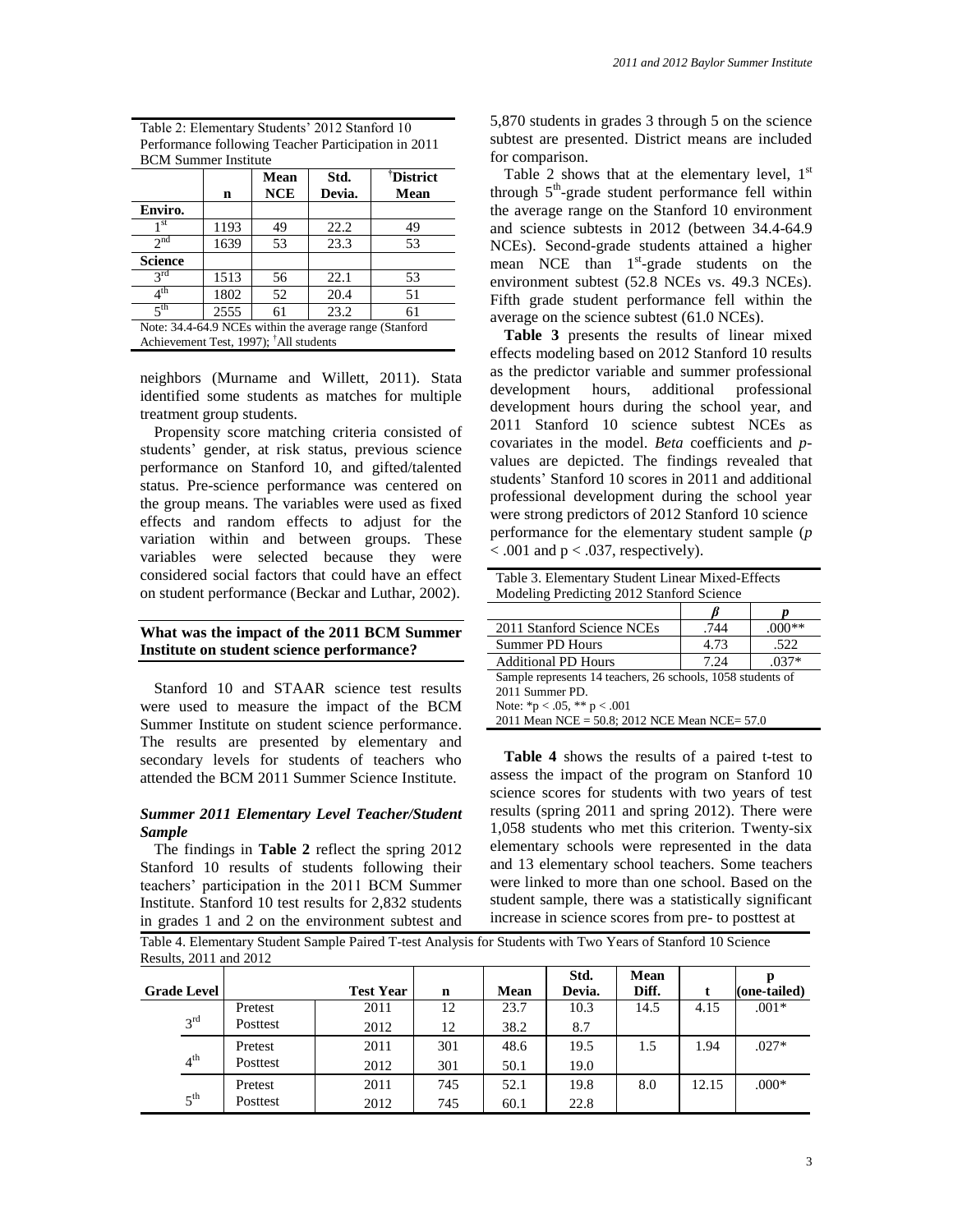Table 2: Elementary Students' 2012 Stanford 10 Performance following Teacher Participation in 2011 BCM Summer Institute

| | n | Mean NCE | Std. Devia. | †District Mean |
|---|---|---|---|---|
| **Enviro.** | | | | |
| 1st | 1193 | 49 | 22.2 | 49 |
| 2nd | 1639 | 53 | 23.3 | 53 |
| **Science** | | | | |
| 3rd | 1513 | 56 | 22.1 | 53 |
| 4th | 1802 | 52 | 20.4 | 51 |
| 5th | 2555 | 61 | 23.2 | 61 |

Note: 34.4-64.9 NCEs within the average range (Stanford Achievement Test, 1997); †All students

neighbors (Murname and Willett, 2011). Stata identified some students as matches for multiple treatment group students.

Propensity score matching criteria consisted of students' gender, at risk status, previous science performance on Stanford 10, and gifted/talented status. Pre-science performance was centered on the group means. The variables were used as fixed effects and random effects to adjust for the variation within and between groups. These variables were selected because they were considered social factors that could have an effect on student performance (Beckar and Luthar, 2002).

## What was the impact of the 2011 BCM Summer Institute on student science performance?

Stanford 10 and STAAR science test results were used to measure the impact of the BCM Summer Institute on student science performance. The results are presented by elementary and secondary levels for students of teachers who attended the BCM 2011 Summer Science Institute.

### *Summer 2011 Elementary Level Teacher/Student Sample*

The findings in **Table 2** reflect the spring 2012 Stanford 10 results of students following their teachers' participation in the 2011 BCM Summer Institute. Stanford 10 test results for 2,832 students in grades 1 and 2 on the environment subtest and 5,870 students in grades 3 through 5 on the science subtest are presented. District means are included for comparison.

Table 2 shows that at the elementary level, 1st through 5th-grade student performance fell within the average range on the Stanford 10 environment and science subtests in 2012 (between 34.4-64.9 NCEs). Second-grade students attained a higher mean NCE than 1st-grade students on the environment subtest (52.8 NCEs vs. 49.3 NCEs). Fifth grade student performance fell within the average on the science subtest (61.0 NCEs).

**Table 3** presents the results of linear mixed effects modeling based on 2012 Stanford 10 results as the predictor variable and summer professional development hours, additional professional development hours during the school year, and 2011 Stanford 10 science subtest NCEs as covariates in the model. *Beta* coefficients and *p*-values are depicted. The findings revealed that students' Stanford 10 scores in 2011 and additional professional development during the school year were strong predictors of 2012 Stanford 10 science performance for the elementary student sample ($p < .001$ and $p < .037$, respectively).

Table 3. Elementary Student Linear Mixed-Effects Modeling Predicting 2012 Stanford Science

| | $\beta$ | $p$ |
|---|---|---|
| 2011 Stanford Science NCEs | .744 | .000** |
| Summer PD Hours | 4.73 | .522 |
| Additional PD Hours | 7.24 | .037* |

Sample represents 14 teachers, 26 schools, 1058 students of 2011 Summer PD.
Note: *p < .05, ** p < .001
2011 Mean NCE = 50.8; 2012 NCE Mean NCE= 57.0

**Table 4** shows the results of a paired t-test to assess the impact of the program on Stanford 10 science scores for students with two years of test results (spring 2011 and spring 2012). There were 1,058 students who met this criterion. Twenty-six elementary schools were represented in the data and 13 elementary school teachers. Some teachers were linked to more than one school. Based on the student sample, there was a statistically significant increase in science scores from pre- to posttest at

Table 4. Elementary Student Sample Paired T-test Analysis for Students with Two Years of Stanford 10 Science Results, 2011 and 2012

| Grade Level | | Test Year | n | Mean | Std. Devia. | Mean Diff. | t | p (one-tailed) |
|---|---|---|---|---|---|---|---|---|
| 3rd | Pretest | 2011 | 12 | 23.7 | 10.3 | 14.5 | 4.15 | .001* |
| | Posttest | 2012 | 12 | 38.2 | 8.7 | | | |
| 4th | Pretest | 2011 | 301 | 48.6 | 19.5 | 1.5 | 1.94 | .027* |
| | Posttest | 2012 | 301 | 50.1 | 19.0 | | | |
| 5th | Pretest | 2011 | 745 | 52.1 | 19.8 | 8.0 | 12.15 | .000* |
| | Posttest | 2012 | 745 | 60.1 | 22.8 | | | |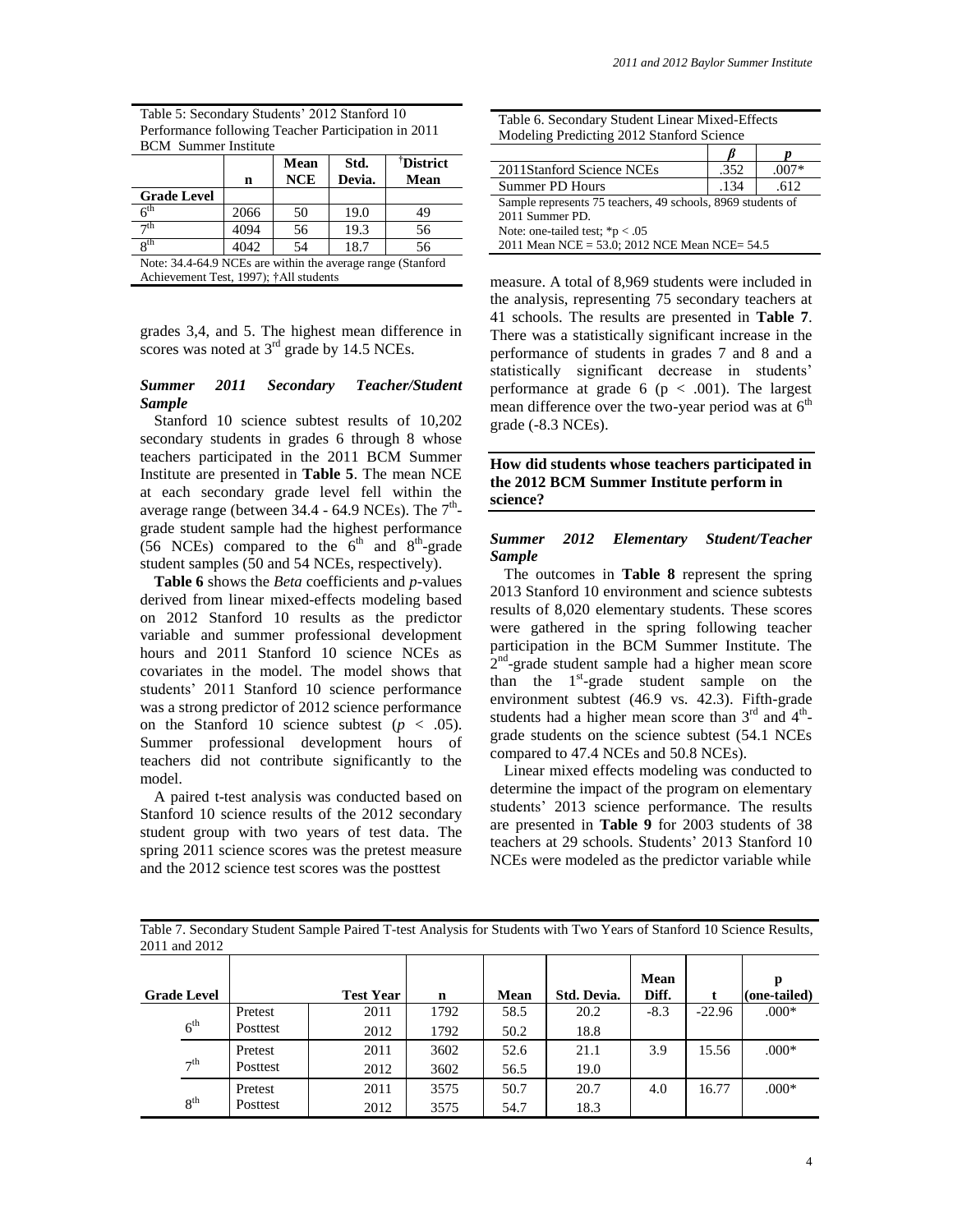Table 5: Secondary Students' 2012 Stanford 10 Performance following Teacher Participation in 2011 BCM Summer Institute

| | n | Mean NCE | Std. Devia. | †District Mean |
|---|---|---|---|---|
| **Grade Level** | | | | |
| 6th | 2066 | 50 | 19.0 | 49 |
| 7th | 4094 | 56 | 19.3 | 56 |
| 8th | 4042 | 54 | 18.7 | 56 |

Note: 34.4-64.9 NCEs are within the average range (Stanford Achievement Test, 1997); †All students

grades 3,4, and 5. The highest mean difference in scores was noted at 3rd grade by 14.5 NCEs.

### *Summer 2011 Secondary Teacher/Student Sample*

Stanford 10 science subtest results of 10,202 secondary students in grades 6 through 8 whose teachers participated in the 2011 BCM Summer Institute are presented in **Table 5**. The mean NCE at each secondary grade level fell within the average range (between 34.4 - 64.9 NCEs). The 7th-grade student sample had the highest performance (56 NCEs) compared to the 6th and 8th-grade student samples (50 and 54 NCEs, respectively).

**Table 6** shows the *Beta* coefficients and *p*-values derived from linear mixed-effects modeling based on 2012 Stanford 10 results as the predictor variable and summer professional development hours and 2011 Stanford 10 science NCEs as covariates in the model. The model shows that students' 2011 Stanford 10 science performance was a strong predictor of 2012 science performance on the Stanford 10 science subtest ($p < .05$). Summer professional development hours of teachers did not contribute significantly to the model.

A paired t-test analysis was conducted based on Stanford 10 science results of the 2012 secondary student group with two years of test data. The spring 2011 science scores was the pretest measure and the 2012 science test scores was the posttest measure. A total of 8,969 students were included in the analysis, representing 75 secondary teachers at 41 schools. The results are presented in **Table 7**. There was a statistically significant increase in the performance of students in grades 7 and 8 and a statistically significant decrease in students' performance at grade 6 ($p < .001$). The largest mean difference over the two-year period was at 6th grade (-8.3 NCEs).

Table 6. Secondary Student Linear Mixed-Effects Modeling Predicting 2012 Stanford Science

| | *β* | *p* |
|---|---|---|
| 2011Stanford Science NCEs | .352 | .007* |
| Summer PD Hours | .134 | .612 |

Sample represents 75 teachers, 49 schools, 8969 students of 2011 Summer PD.
Note: one-tailed test; *p < .05
2011 Mean NCE = 53.0; 2012 NCE Mean NCE= 54.5

Table 7. Secondary Student Sample Paired T-test Analysis for Students with Two Years of Stanford 10 Science Results, 2011 and 2012

| Grade Level | | Test Year | n | Mean | Std. Devia. | Mean Diff. | t | p (one-tailed) |
|---|---|---|---|---|---|---|---|---|
| 6th | Pretest | 2011 | 1792 | 58.5 | 20.2 | -8.3 | -22.96 | .000* |
| | Posttest | 2012 | 1792 | 50.2 | 18.8 | | | |
| 7th | Pretest | 2011 | 3602 | 52.6 | 21.1 | 3.9 | 15.56 | .000* |
| | Posttest | 2012 | 3602 | 56.5 | 19.0 | | | |
| 8th | Pretest | 2011 | 3575 | 50.7 | 20.7 | 4.0 | 16.77 | .000* |
| | Posttest | 2012 | 3575 | 54.7 | 18.3 | | | |

**How did students whose teachers participated in the 2012 BCM Summer Institute perform in science?**

### *Summer 2012 Elementary Student/Teacher Sample*

The outcomes in **Table 8** represent the spring 2013 Stanford 10 environment and science subtests results of 8,020 elementary students. These scores were gathered in the spring following teacher participation in the BCM Summer Institute. The 2nd-grade student sample had a higher mean score than the 1st-grade student sample on the environment subtest (46.9 vs. 42.3). Fifth-grade students had a higher mean score than 3rd and 4th-grade students on the science subtest (54.1 NCEs compared to 47.4 NCEs and 50.8 NCEs).

Linear mixed effects modeling was conducted to determine the impact of the program on elementary students' 2013 science performance. The results are presented in **Table 9** for 2003 students of 38 teachers at 29 schools. Students' 2013 Stanford 10 NCEs were modeled as the predictor variable while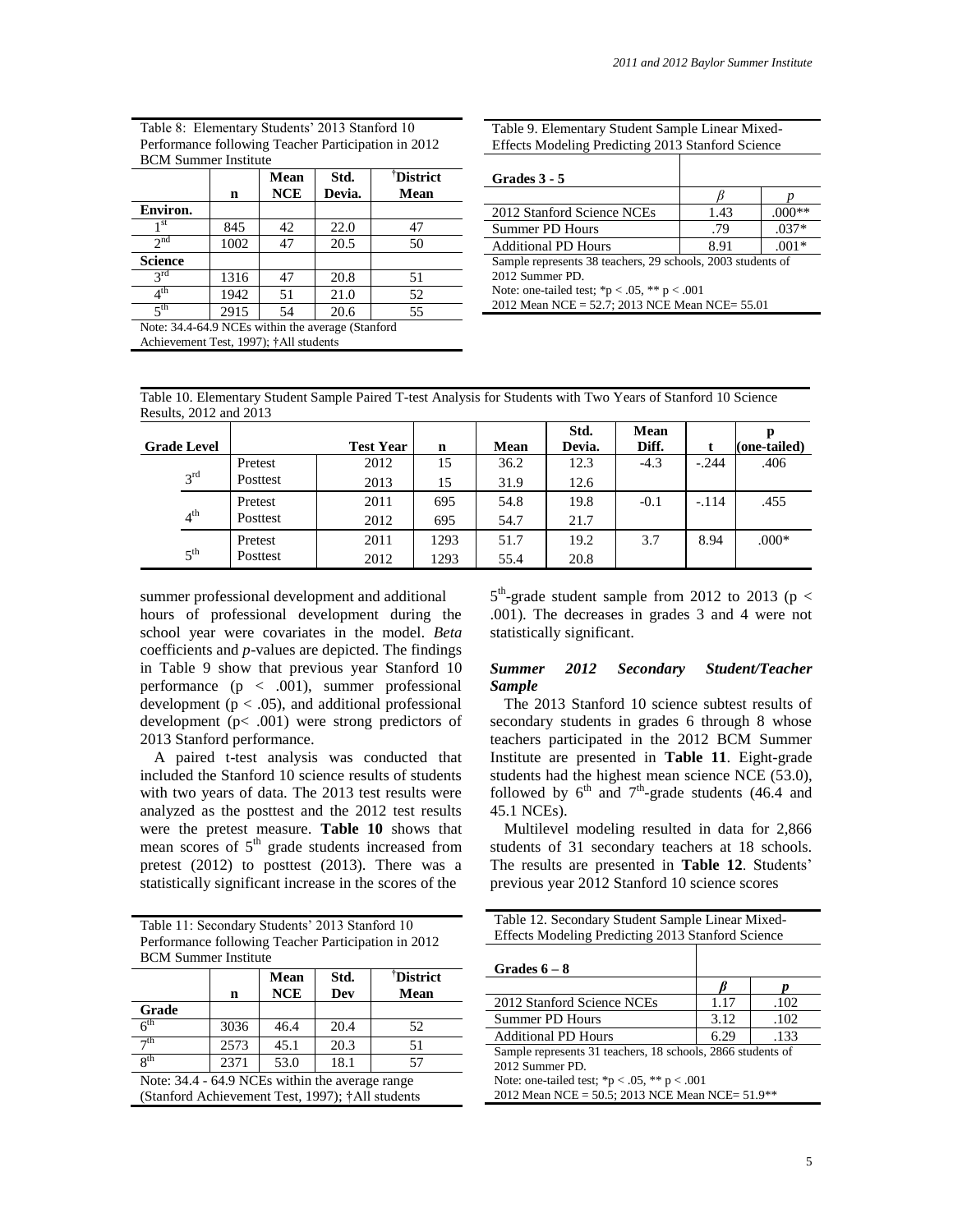Table 8: Elementary Students' 2013 Stanford 10 Performance following Teacher Participation in 2012 BCM Summer Institute

| | n | Mean NCE | Std. Devia. | †District Mean |
|---|---|---|---|---|
| **Environ.** | | | | |
| 1st | 845 | 42 | 22.0 | 47 |
| 2nd | 1002 | 47 | 20.5 | 50 |
| **Science** | | | | |
| 3rd | 1316 | 47 | 20.8 | 51 |
| 4th | 1942 | 51 | 21.0 | 52 |
| 5th | 2915 | 54 | 20.6 | 55 |

Note: 34.4-64.9 NCEs within the average (Stanford Achievement Test, 1997); †All students

Table 9. Elementary Student Sample Linear Mixed-Effects Modeling Predicting 2013 Stanford Science

| Grades 3 - 5 | $\beta$ | $p$ |
|---|---|---|
| 2012 Stanford Science NCEs | 1.43 | .000** |
| Summer PD Hours | .79 | .037* |
| Additional PD Hours | 8.91 | .001* |

Sample represents 38 teachers, 29 schools, 2003 students of 2012 Summer PD.
Note: one-tailed test; *p < .05, ** p < .001
2012 Mean NCE = 52.7; 2013 NCE Mean NCE= 55.01

Table 10. Elementary Student Sample Paired T-test Analysis for Students with Two Years of Stanford 10 Science Results, 2012 and 2013

| Grade Level | | Test Year | n | Mean | Std. Devia. | Mean Diff. | t | p (one-tailed) |
|---|---|---|---|---|---|---|---|---|
| 3rd | Pretest | 2012 | 15 | 36.2 | 12.3 | -4.3 | -.244 | .406 |
| | Posttest | 2013 | 15 | 31.9 | 12.6 | | | |
| 4th | Pretest | 2011 | 695 | 54.8 | 19.8 | -0.1 | -.114 | .455 |
| | Posttest | 2012 | 695 | 54.7 | 21.7 | | | |
| 5th | Pretest | 2011 | 1293 | 51.7 | 19.2 | 3.7 | 8.94 | .000* |
| | Posttest | 2012 | 1293 | 55.4 | 20.8 | | | |

summer professional development and additional hours of professional development during the school year were covariates in the model. *Beta* coefficients and *p*-values are depicted. The findings in Table 9 show that previous year Stanford 10 performance ($p < .001$), summer professional development ($p < .05$), and additional professional development ($p < .001$) were strong predictors of 2013 Stanford performance.

A paired t-test analysis was conducted that included the Stanford 10 science results of students with two years of data. The 2013 test results were analyzed as the posttest and the 2012 test results were the pretest measure. **Table 10** shows that mean scores of 5th grade students increased from pretest (2012) to posttest (2013). There was a statistically significant increase in the scores of the 5th-grade student sample from 2012 to 2013 ($p < .001$). The decreases in grades 3 and 4 were not statistically significant.

### *Summer 2012 Secondary Student/Teacher Sample*

The 2013 Stanford 10 science subtest results of secondary students in grades 6 through 8 whose teachers participated in the 2012 BCM Summer Institute are presented in **Table 11**. Eight-grade students had the highest mean science NCE (53.0), followed by 6th and 7th-grade students (46.4 and 45.1 NCEs).

Multilevel modeling resulted in data for 2,866 students of 31 secondary teachers at 18 schools. The results are presented in **Table 12**. Students' previous year 2012 Stanford 10 science scores

Table 11: Secondary Students' 2013 Stanford 10 Performance following Teacher Participation in 2012 BCM Summer Institute

| | n | Mean NCE | Std. Dev | †District Mean |
|---|---|---|---|---|
| **Grade** | | | | |
| 6th | 3036 | 46.4 | 20.4 | 52 |
| 7th | 2573 | 45.1 | 20.3 | 51 |
| 8th | 2371 | 53.0 | 18.1 | 57 |

Note: 34.4 - 64.9 NCEs within the average range (Stanford Achievement Test, 1997); †All students

Table 12. Secondary Student Sample Linear Mixed-Effects Modeling Predicting 2013 Stanford Science

| Grades 6 – 8 | $\beta$ | $p$ |
|---|---|---|
| 2012 Stanford Science NCEs | 1.17 | .102 |
| Summer PD Hours | 3.12 | .102 |
| Additional PD Hours | 6.29 | .133 |

Sample represents 31 teachers, 18 schools, 2866 students of 2012 Summer PD.
Note: one-tailed test; *p < .05, ** p < .001
2012 Mean NCE = 50.5; 2013 NCE Mean NCE= 51.9**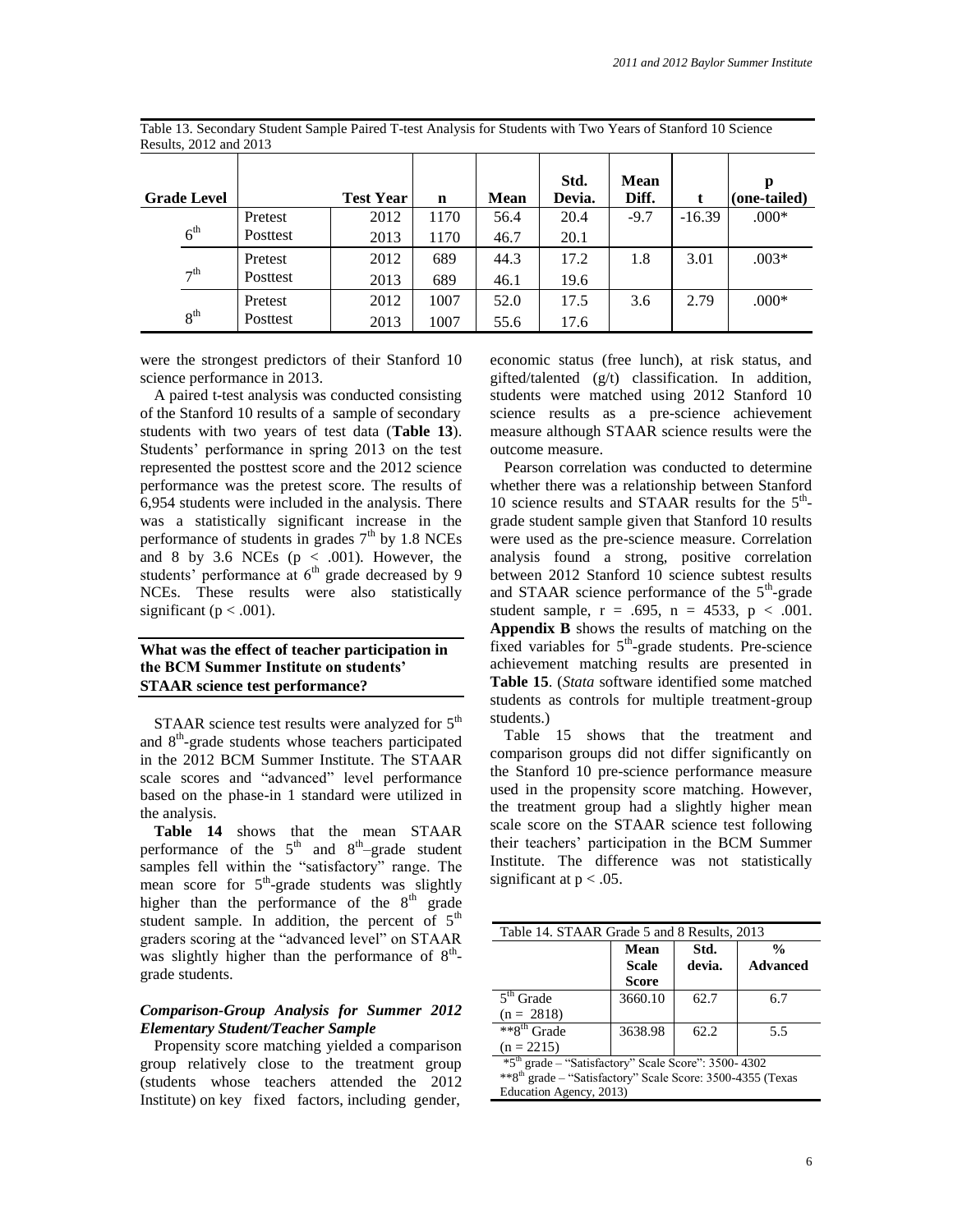Table 13. Secondary Student Sample Paired T-test Analysis for Students with Two Years of Stanford 10 Science Results, 2012 and 2013

| Grade Level | | Test Year | n | Mean | Std. Devia. | Mean Diff. | t | p (one-tailed) |
|---|---|---|---|---|---|---|---|---|
| 6th | Pretest | 2012 | 1170 | 56.4 | 20.4 | -9.7 | -16.39 | .000* |
| | Posttest | 2013 | 1170 | 46.7 | 20.1 | | | |
| 7th | Pretest | 2012 | 689 | 44.3 | 17.2 | 1.8 | 3.01 | .003* |
| | Posttest | 2013 | 689 | 46.1 | 19.6 | | | |
| 8th | Pretest | 2012 | 1007 | 52.0 | 17.5 | 3.6 | 2.79 | .000* |
| | Posttest | 2013 | 1007 | 55.6 | 17.6 | | | |

were the strongest predictors of their Stanford 10 science performance in 2013.

A paired t-test analysis was conducted consisting of the Stanford 10 results of a sample of secondary students with two years of test data (**Table 13**). Students' performance in spring 2013 on the test represented the posttest score and the 2012 science performance was the pretest score. The results of 6,954 students were included in the analysis. There was a statistically significant increase in the performance of students in grades 7th by 1.8 NCEs and 8 by 3.6 NCEs ($p < .001$). However, the students' performance at 6th grade decreased by 9 NCEs. These results were also statistically significant ($p < .001$).

### What was the effect of teacher participation in the BCM Summer Institute on students' STAAR science test performance?

STAAR science test results were analyzed for 5th and 8th-grade students whose teachers participated in the 2012 BCM Summer Institute. The STAAR scale scores and "advanced" level performance based on the phase-in 1 standard were utilized in the analysis.

**Table 14** shows that the mean STAAR performance of the 5th and 8th–grade student samples fell within the "satisfactory" range. The mean score for 5th-grade students was slightly higher than the performance of the 8th grade student sample. In addition, the percent of 5th graders scoring at the "advanced level" on STAAR was slightly higher than the performance of 8th-grade students.

#### *Comparison-Group Analysis for Summer 2012 Elementary Student/Teacher Sample*

Propensity score matching yielded a comparison group relatively close to the treatment group (students whose teachers attended the 2012 Institute) on key fixed factors, including gender, economic status (free lunch), at risk status, and gifted/talented (g/t) classification. In addition, students were matched using 2012 Stanford 10 science results as a pre-science achievement measure although STAAR science results were the outcome measure.

Pearson correlation was conducted to determine whether there was a relationship between Stanford 10 science results and STAAR results for the 5th-grade student sample given that Stanford 10 results were used as the pre-science measure. Correlation analysis found a strong, positive correlation between 2012 Stanford 10 science subtest results and STAAR science performance of the 5th-grade student sample, $r = .695$, $n = 4533$, $p < .001$. **Appendix B** shows the results of matching on the fixed variables for 5th-grade students. Pre-science achievement matching results are presented in **Table 15**. (*Stata* software identified some matched students as controls for multiple treatment-group students.)

Table 15 shows that the treatment and comparison groups did not differ significantly on the Stanford 10 pre-science performance measure used in the propensity score matching. However, the treatment group had a slightly higher mean scale score on the STAAR science test following their teachers' participation in the BCM Summer Institute. The difference was not statistically significant at $p < .05$.

Table 14. STAAR Grade 5 and 8 Results, 2013

| | Mean Scale Score | Std. devia. | % Advanced |
|---|---|---|---|
| 5th Grade (n = 2818) | 3660.10 | 62.7 | 6.7 |
| **8th Grade (n = 2215) | 3638.98 | 62.2 | 5.5 |

*5th grade – "Satisfactory" Scale Score": 3500- 4302
**8th grade – "Satisfactory" Scale Score: 3500-4355 (Texas Education Agency, 2013)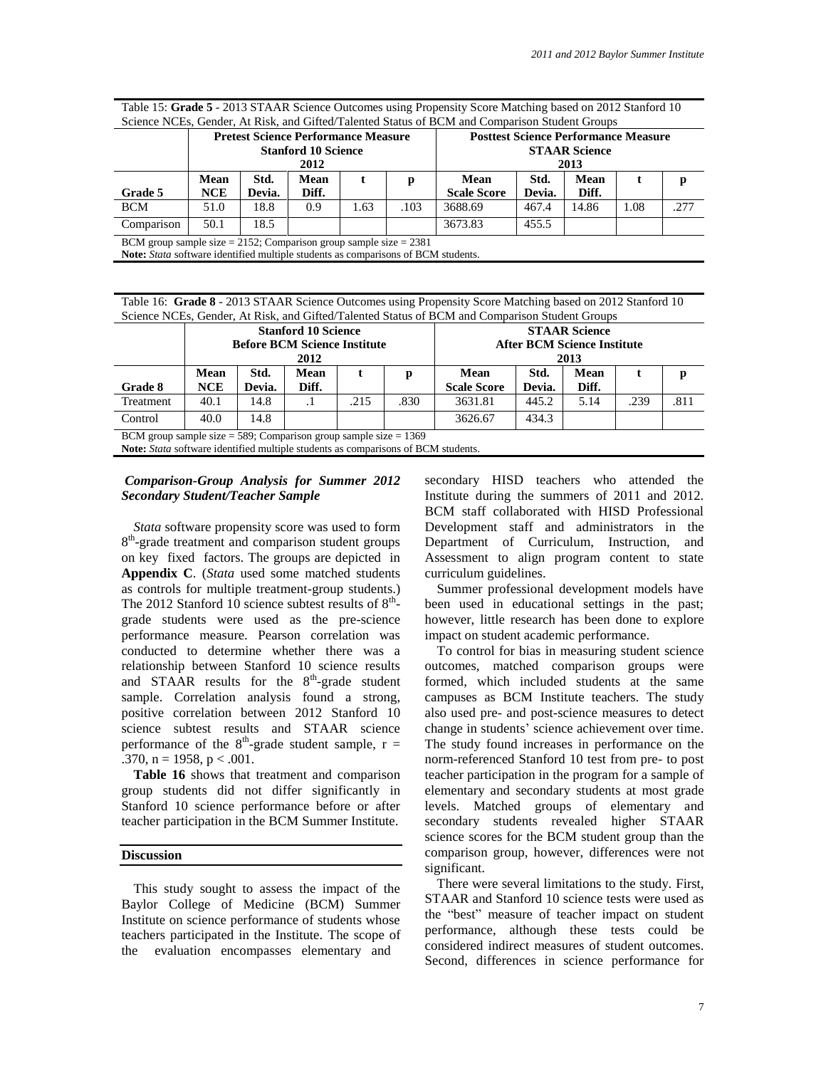Table 15: **Grade 5** - 2013 STAAR Science Outcomes using Propensity Score Matching based on 2012 Stanford 10 Science NCEs, Gender, At Risk, and Gifted/Talented Status of BCM and Comparison Student Groups

| | **Pretest Science Performance Measure Stanford 10 Science 2012** | | | | | **Posttest Science Performance Measure STAAR Science 2013** | | | | |
|---|---|---|---|---|---|---|---|---|---|---|
| **Grade 5** | **Mean NCE** | **Std. Devia.** | **Mean Diff.** | **t** | **p** | **Mean Scale Score** | **Std. Devia.** | **Mean Diff.** | **t** | **p** |
| BCM | 51.0 | 18.8 | 0.9 | 1.63 | .103 | 3688.69 | 467.4 | 14.86 | 1.08 | .277 |
| Comparison | 50.1 | 18.5 | | | | 3673.83 | 455.5 | | | |

BCM group sample size = 2152; Comparison group sample size = 2381
**Note:** *Stata* software identified multiple students as comparisons of BCM students.

Table 16: **Grade 8** - 2013 STAAR Science Outcomes using Propensity Score Matching based on 2012 Stanford 10 Science NCEs, Gender, At Risk, and Gifted/Talented Status of BCM and Comparison Student Groups

| | **Stanford 10 Science Before BCM Science Institute 2012** | | | | | **STAAR Science After BCM Science Institute 2013** | | | | |
|---|---|---|---|---|---|---|---|---|---|---|
| **Grade 8** | **Mean NCE** | **Std. Devia.** | **Mean Diff.** | **t** | **p** | **Mean Scale Score** | **Std. Devia.** | **Mean Diff.** | **t** | **p** |
| Treatment | 40.1 | 14.8 | .1 | .215 | .830 | 3631.81 | 445.2 | 5.14 | .239 | .811 |
| Control | 40.0 | 14.8 | | | | 3626.67 | 434.3 | | | |

BCM group sample size = 589; Comparison group sample size = 1369
**Note:** *Stata* software identified multiple students as comparisons of BCM students.

### *Comparison-Group Analysis for Summer 2012 Secondary Student/Teacher Sample*

*Stata* software propensity score was used to form 8th-grade treatment and comparison student groups on key fixed factors. The groups are depicted in **Appendix C**. (*Stata* used some matched students as controls for multiple treatment-group students.) The 2012 Stanford 10 science subtest results of 8th-grade students were used as the pre-science performance measure. Pearson correlation was conducted to determine whether there was a relationship between Stanford 10 science results and STAAR results for the 8th-grade student sample. Correlation analysis found a strong, positive correlation between 2012 Stanford 10 science subtest results and STAAR science performance of the 8th-grade student sample, $r = .370$, $n = 1958$, $p < .001$.

**Table 16** shows that treatment and comparison group students did not differ significantly in Stanford 10 science performance before or after teacher participation in the BCM Summer Institute.

## Discussion

This study sought to assess the impact of the Baylor College of Medicine (BCM) Summer Institute on science performance of students whose teachers participated in the Institute. The scope of the evaluation encompasses elementary and secondary HISD teachers who attended the Institute during the summers of 2011 and 2012. BCM staff collaborated with HISD Professional Development staff and administrators in the Department of Curriculum, Instruction, and Assessment to align program content to state curriculum guidelines.

Summer professional development models have been used in educational settings in the past; however, little research has been done to explore impact on student academic performance.

To control for bias in measuring student science outcomes, matched comparison groups were formed, which included students at the same campuses as BCM Institute teachers. The study also used pre- and post-science measures to detect change in students' science achievement over time. The study found increases in performance on the norm-referenced Stanford 10 test from pre- to post teacher participation in the program for a sample of elementary and secondary students at most grade levels. Matched groups of elementary and secondary students revealed higher STAAR science scores for the BCM student group than the comparison group, however, differences were not significant.

There were several limitations to the study. First, STAAR and Stanford 10 science tests were used as the "best" measure of teacher impact on student performance, although these tests could be considered indirect measures of student outcomes. Second, differences in science performance for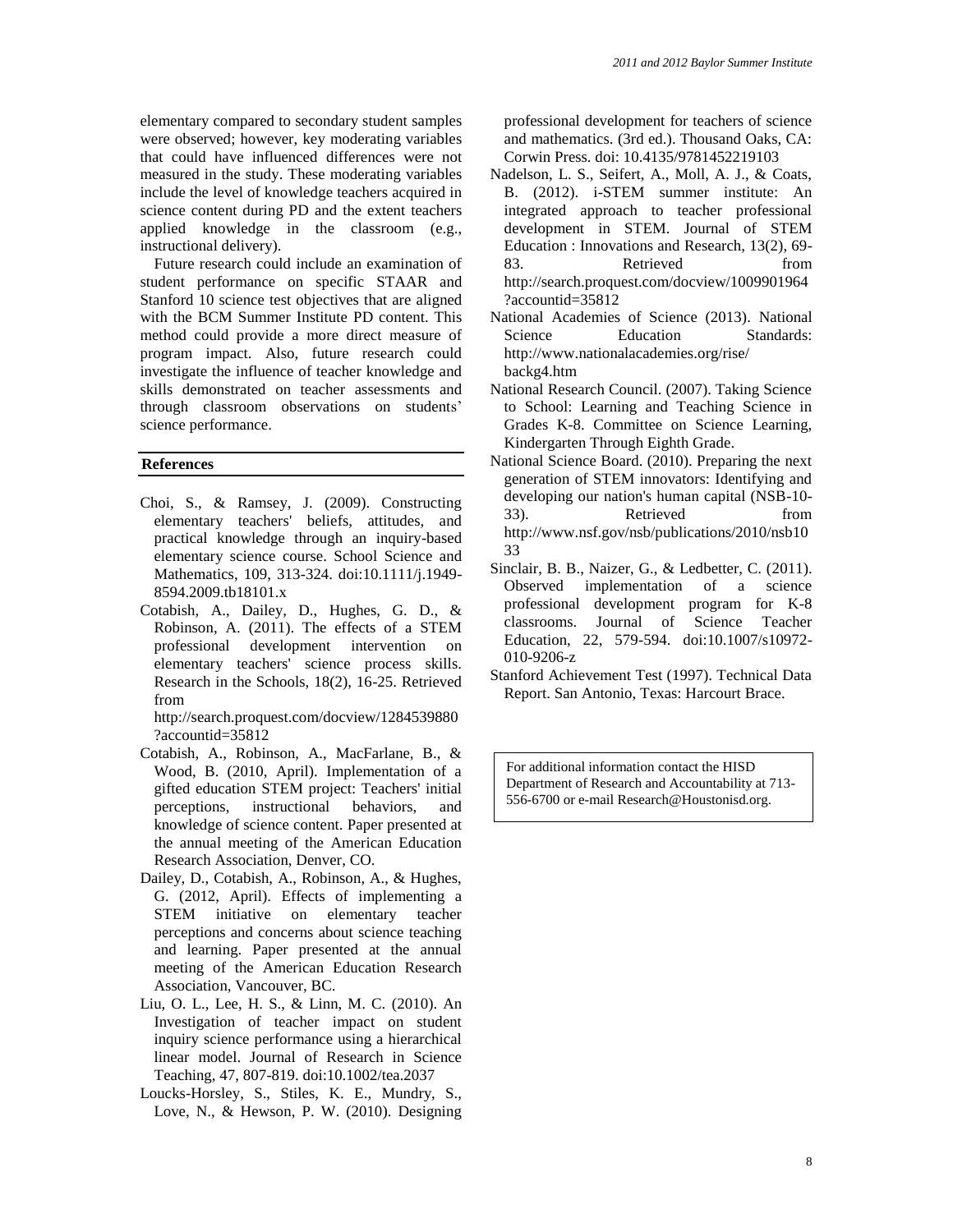elementary compared to secondary student samples were observed; however, key moderating variables that could have influenced differences were not measured in the study. These moderating variables include the level of knowledge teachers acquired in science content during PD and the extent teachers applied knowledge in the classroom (e.g., instructional delivery).

Future research could include an examination of student performance on specific STAAR and Stanford 10 science test objectives that are aligned with the BCM Summer Institute PD content. This method could provide a more direct measure of program impact. Also, future research could investigate the influence of teacher knowledge and skills demonstrated on teacher assessments and through classroom observations on students' science performance.

## References

Choi, S., & Ramsey, J. (2009). Constructing elementary teachers' beliefs, attitudes, and practical knowledge through an inquiry-based elementary science course. School Science and Mathematics, 109, 313-324. doi:10.1111/j.1949-8594.2009.tb18101.x

Cotabish, A., Dailey, D., Hughes, G. D., & Robinson, A. (2011). The effects of a STEM professional development intervention on elementary teachers' science process skills. Research in the Schools, 18(2), 16-25. Retrieved from http://search.proquest.com/docview/1284539880?accountid=35812

Cotabish, A., Robinson, A., MacFarlane, B., & Wood, B. (2010, April). Implementation of a gifted education STEM project: Teachers' initial perceptions, instructional behaviors, and knowledge of science content. Paper presented at the annual meeting of the American Education Research Association, Denver, CO.

Dailey, D., Cotabish, A., Robinson, A., & Hughes, G. (2012, April). Effects of implementing a STEM initiative on elementary teacher perceptions and concerns about science teaching and learning. Paper presented at the annual meeting of the American Education Research Association, Vancouver, BC.

Liu, O. L., Lee, H. S., & Linn, M. C. (2010). An Investigation of teacher impact on student inquiry science performance using a hierarchical linear model. Journal of Research in Science Teaching, 47, 807-819. doi:10.1002/tea.2037

Loucks-Horsley, S., Stiles, K. E., Mundry, S., Love, N., & Hewson, P. W. (2010). Designing professional development for teachers of science and mathematics. (3rd ed.). Thousand Oaks, CA: Corwin Press. doi: 10.4135/9781452219103

Nadelson, L. S., Seifert, A., Moll, A. J., & Coats, B. (2012). i-STEM summer institute: An integrated approach to teacher professional development in STEM. Journal of STEM Education : Innovations and Research, 13(2), 69-83. Retrieved from http://search.proquest.com/docview/1009901964?accountid=35812

National Academies of Science (2013). National Science Education Standards: http://www.nationalacademies.org/rise/backg4.htm

National Research Council. (2007). Taking Science to School: Learning and Teaching Science in Grades K-8. Committee on Science Learning, Kindergarten Through Eighth Grade.

National Science Board. (2010). Preparing the next generation of STEM innovators: Identifying and developing our nation's human capital (NSB-10-33). Retrieved from http://www.nsf.gov/nsb/publications/2010/nsb1033

Sinclair, B. B., Naizer, G., & Ledbetter, C. (2011). Observed implementation of a science professional development program for K-8 classrooms. Journal of Science Teacher Education, 22, 579-594. doi:10.1007/s10972-010-9206-z

Stanford Achievement Test (1997). Technical Data Report. San Antonio, Texas: Harcourt Brace.

For additional information contact the HISD Department of Research and Accountability at 713-556-6700 or e-mail Research@Houstonisd.org.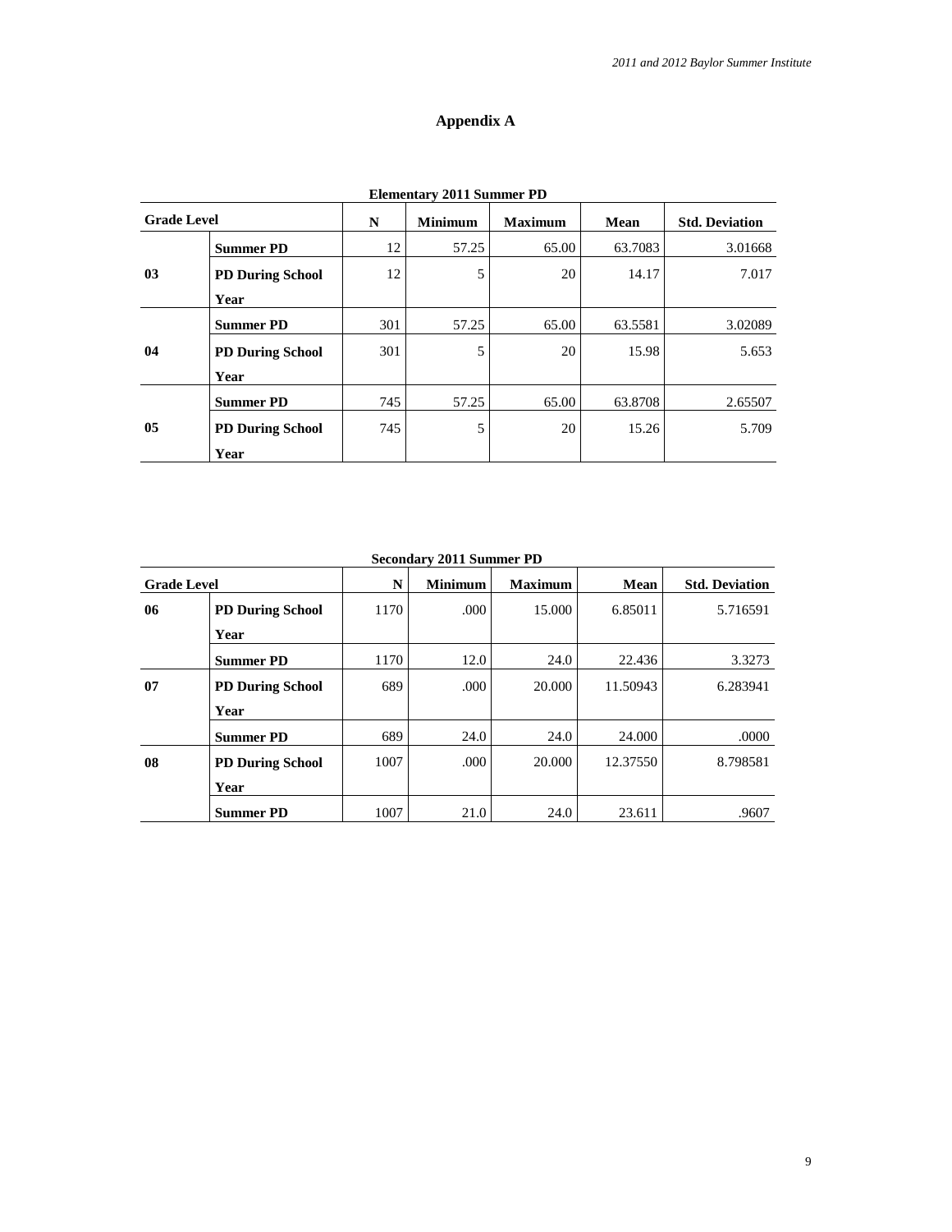## Appendix A

**Elementary 2011 Summer PD**

| Grade Level | | N | Minimum | Maximum | Mean | Std. Deviation |
|---|---|---|---|---|---|---|
| 03 | **Summer PD** | 12 | 57.25 | 65.00 | 63.7083 | 3.01668 |
| | **PD During School Year** | 12 | 5 | 20 | 14.17 | 7.017 |
| 04 | **Summer PD** | 301 | 57.25 | 65.00 | 63.5581 | 3.02089 |
| | **PD During School Year** | 301 | 5 | 20 | 15.98 | 5.653 |
| 05 | **Summer PD** | 745 | 57.25 | 65.00 | 63.8708 | 2.65507 |
| | **PD During School Year** | 745 | 5 | 20 | 15.26 | 5.709 |

**Secondary 2011 Summer PD**

| Grade Level | | N | Minimum | Maximum | Mean | Std. Deviation |
|---|---|---|---|---|---|---|
| 06 | **PD During School Year** | 1170 | .000 | 15.000 | 6.85011 | 5.716591 |
| | **Summer PD** | 1170 | 12.0 | 24.0 | 22.436 | 3.3273 |
| 07 | **PD During School Year** | 689 | .000 | 20.000 | 11.50943 | 6.283941 |
| | **Summer PD** | 689 | 24.0 | 24.0 | 24.000 | .0000 |
| 08 | **PD During School Year** | 1007 | .000 | 20.000 | 12.37550 | 8.798581 |
| | **Summer PD** | 1007 | 21.0 | 24.0 | 23.611 | .9607 |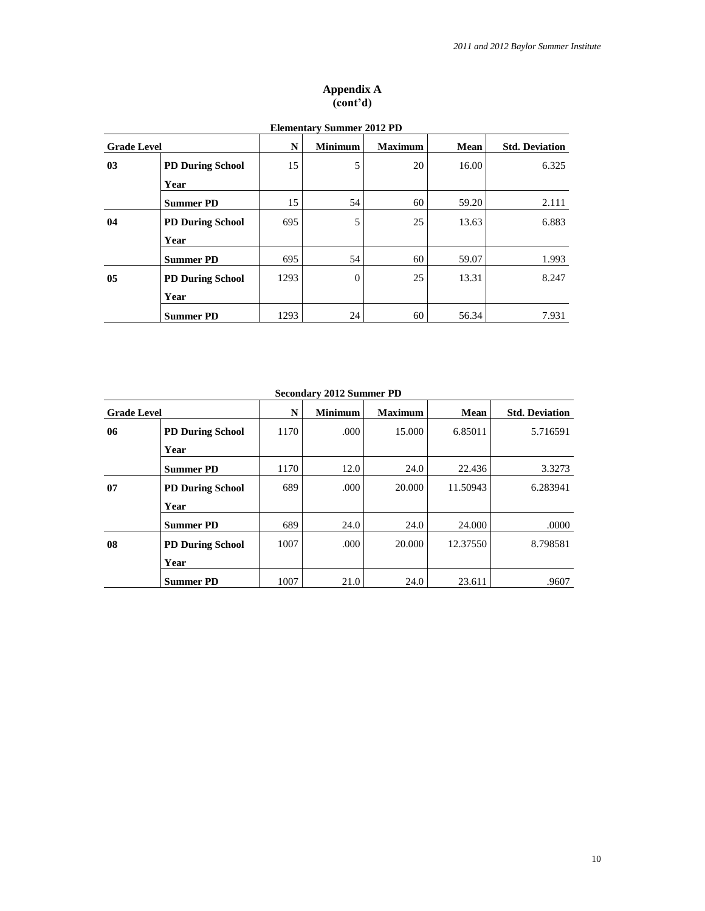# Appendix A
**(cont'd)**

**Elementary Summer 2012 PD**

| Grade Level | | N | Minimum | Maximum | Mean | Std. Deviation |
|---|---|---|---|---|---|---|
| **03** | **PD During School Year** | 15 | 5 | 20 | 16.00 | 6.325 |
| | **Summer PD** | 15 | 54 | 60 | 59.20 | 2.111 |
| **04** | **PD During School Year** | 695 | 5 | 25 | 13.63 | 6.883 |
| | **Summer PD** | 695 | 54 | 60 | 59.07 | 1.993 |
| **05** | **PD During School Year** | 1293 | 0 | 25 | 13.31 | 8.247 |
| | **Summer PD** | 1293 | 24 | 60 | 56.34 | 7.931 |

**Secondary 2012 Summer PD**

| Grade Level | | N | Minimum | Maximum | Mean | Std. Deviation |
|---|---|---|---|---|---|---|
| **06** | **PD During School Year** | 1170 | .000 | 15.000 | 6.85011 | 5.716591 |
| | **Summer PD** | 1170 | 12.0 | 24.0 | 22.436 | 3.3273 |
| **07** | **PD During School Year** | 689 | .000 | 20.000 | 11.50943 | 6.283941 |
| | **Summer PD** | 689 | 24.0 | 24.0 | 24.000 | .0000 |
| **08** | **PD During School Year** | 1007 | .000 | 20.000 | 12.37550 | 8.798581 |
| | **Summer PD** | 1007 | 21.0 | 24.0 | 23.611 | .9607 |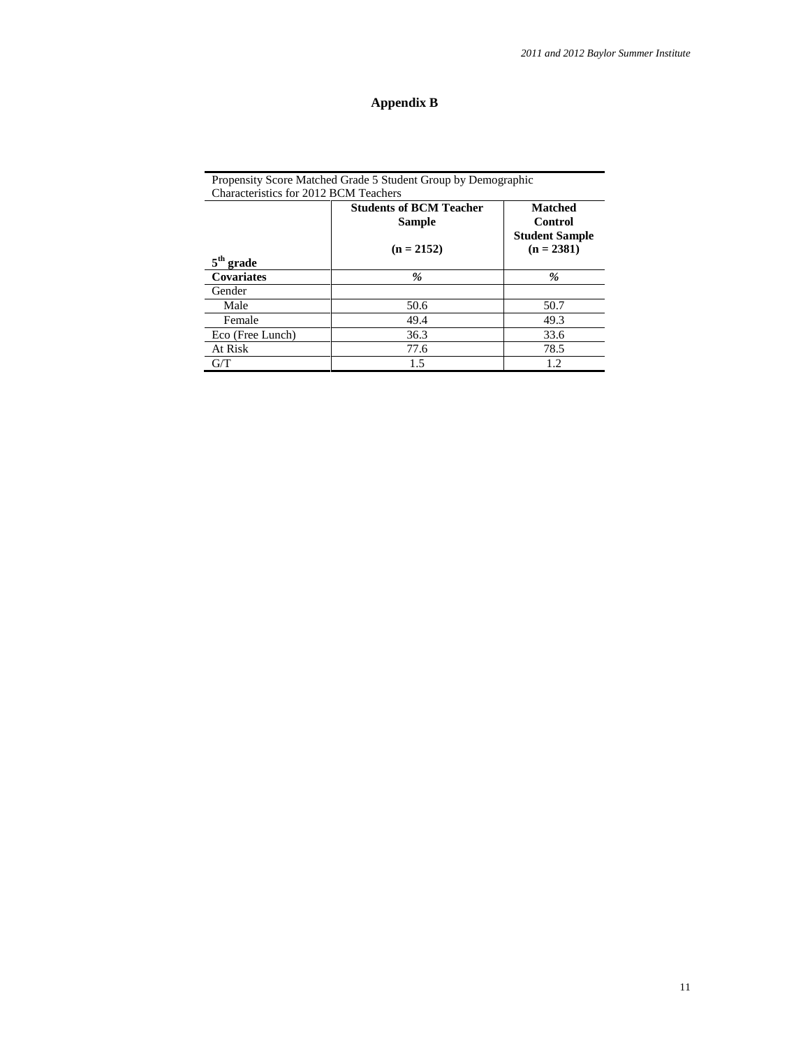## Appendix B

Propensity Score Matched Grade 5 Student Group by Demographic Characteristics for 2012 BCM Teachers

| 5$^{th}$ grade | **Students of BCM Teacher Sample (n = 2152)** | **Matched Control Student Sample (n = 2381)** |
|---|---|---|
| **Covariates** | *%* | *%* |
| Gender | | |
| Male | 50.6 | 50.7 |
| Female | 49.4 | 49.3 |
| Eco (Free Lunch) | 36.3 | 33.6 |
| At Risk | 77.6 | 78.5 |
| G/T | 1.5 | 1.2 |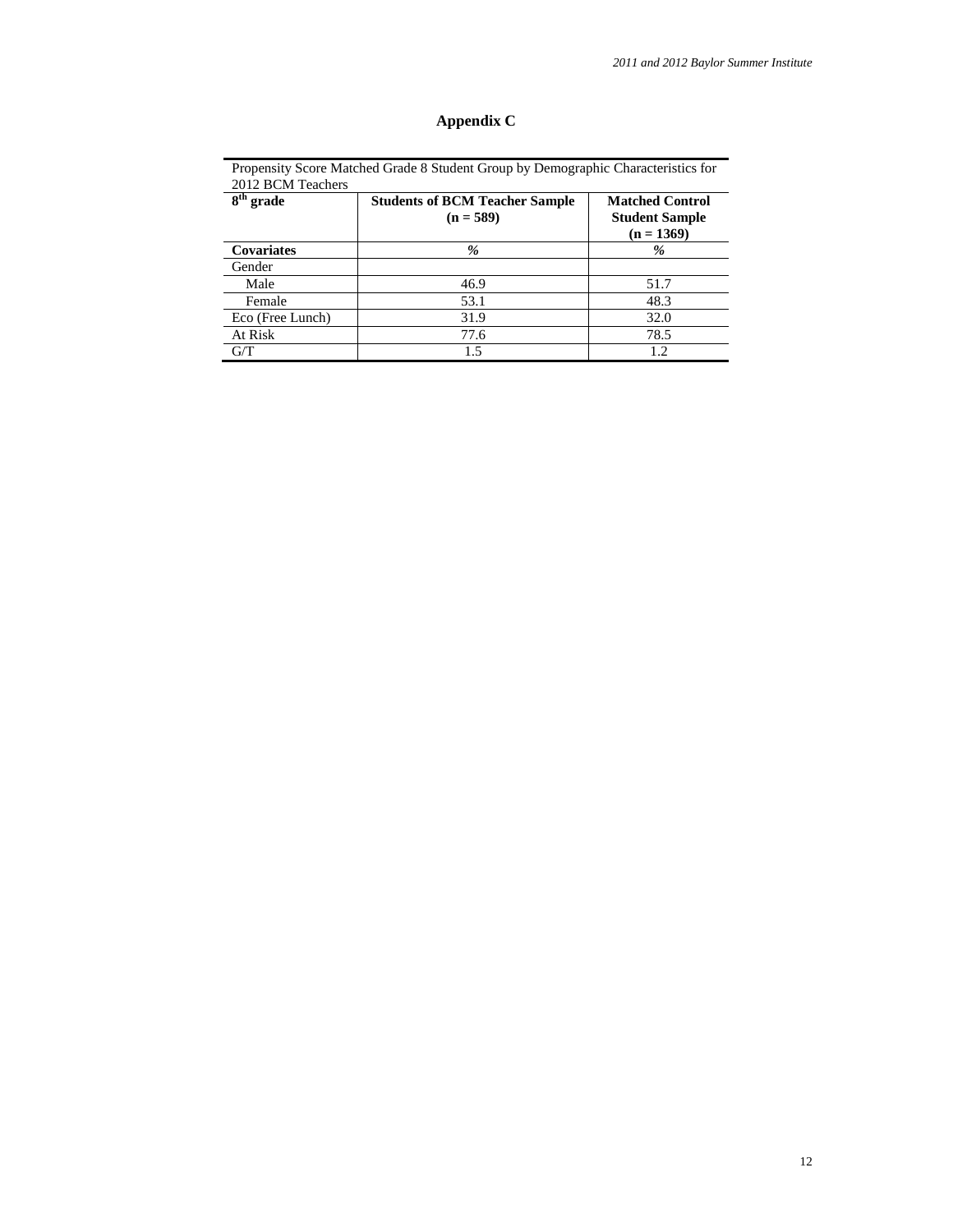# Appendix C

Propensity Score Matched Grade 8 Student Group by Demographic Characteristics for 2012 BCM Teachers

| 8th grade | Students of BCM Teacher Sample (n = 589) | Matched Control Student Sample (n = 1369) |
|---|---|---|
| **Covariates** | *%* | *%* |
| Gender | | |
| Male | 46.9 | 51.7 |
| Female | 53.1 | 48.3 |
| Eco (Free Lunch) | 31.9 | 32.0 |
| At Risk | 77.6 | 78.5 |
| G/T | 1.5 | 1.2 |